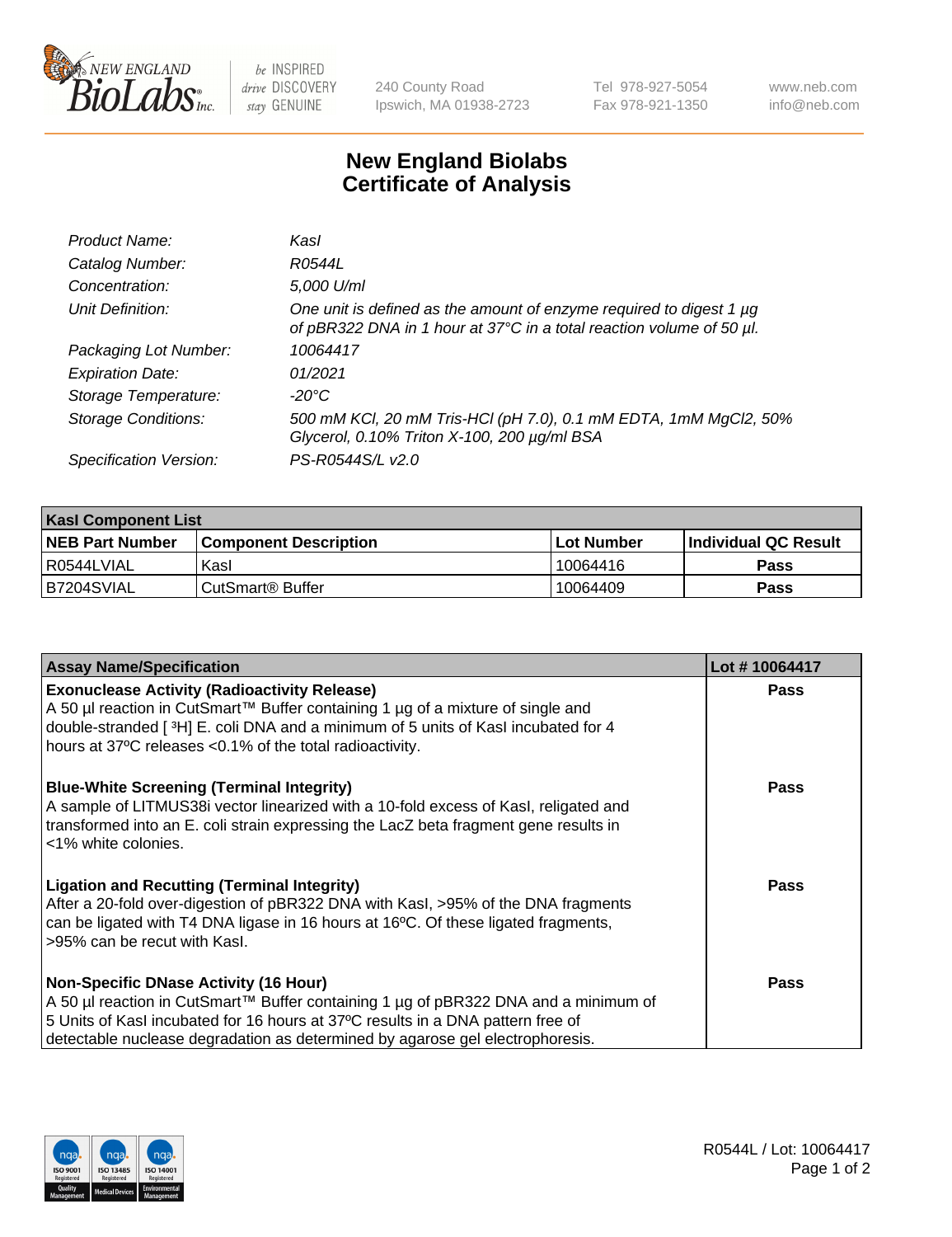# New England Biolabs
# Certificate of Analysis

| | |
|---|---|
| *Product Name:* | *KasI* |
| *Catalog Number:* | *R0544L* |
| *Concentration:* | *5,000 U/ml* |
| *Unit Definition:* | *One unit is defined as the amount of enzyme required to digest 1 µg of pBR322 DNA in 1 hour at 37°C in a total reaction volume of 50 µl.* |
| *Packaging Lot Number:* | *10064417* |
| *Expiration Date:* | *01/2021* |
| *Storage Temperature:* | *-20°C* |
| *Storage Conditions:* | *500 mM KCl, 20 mM Tris-HCl (pH 7.0), 0.1 mM EDTA, 1mM MgCl2, 50% Glycerol, 0.10% Triton X-100, 200 µg/ml BSA* |
| *Specification Version:* | *PS-R0544S/L v2.0* |

| **KasI Component List** | | | |
|---|---|---|---|
| **NEB Part Number** | **Component Description** | **Lot Number** | **Individual QC Result** |
| R0544LVIAL | KasI | 10064416 | **Pass** |
| B7204SVIAL | CutSmart® Buffer | 10064409 | **Pass** |

| **Assay Name/Specification** | **Lot # 10064417** |
|---|---|
| **Exonuclease Activity (Radioactivity Release)**<br>A 50 µl reaction in CutSmart™ Buffer containing 1 µg of a mixture of single and double-stranded [ $^3$H] E. coli DNA and a minimum of 5 units of KasI incubated for 4 hours at 37ºC releases <0.1% of the total radioactivity. | **Pass** |
| **Blue-White Screening (Terminal Integrity)**<br>A sample of LITMUS38i vector linearized with a 10-fold excess of KasI, religated and transformed into an E. coli strain expressing the LacZ beta fragment gene results in <1% white colonies. | **Pass** |
| **Ligation and Recutting (Terminal Integrity)**<br>After a 20-fold over-digestion of pBR322 DNA with KasI, >95% of the DNA fragments can be ligated with T4 DNA ligase in 16 hours at 16ºC. Of these ligated fragments, >95% can be recut with KasI. | **Pass** |
| **Non-Specific DNase Activity (16 Hour)**<br>A 50 µl reaction in CutSmart™ Buffer containing 1 µg of pBR322 DNA and a minimum of 5 Units of KasI incubated for 16 hours at 37ºC results in a DNA pattern free of detectable nuclease degradation as determined by agarose gel electrophoresis. | **Pass** |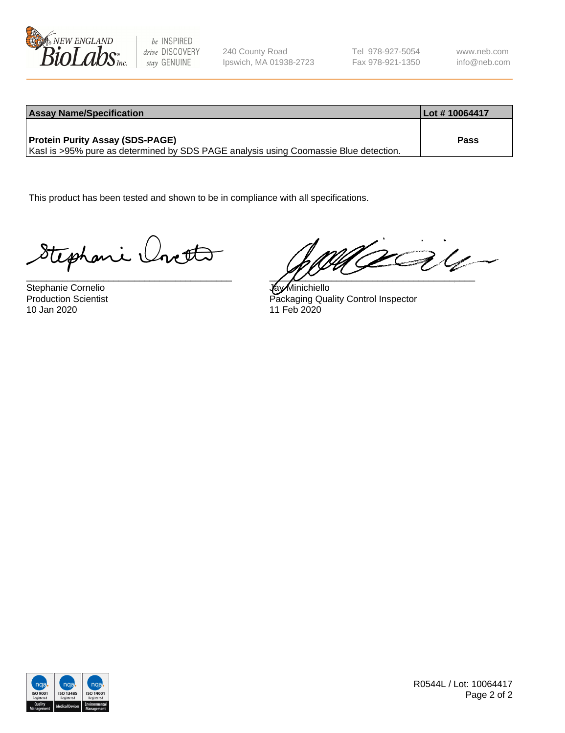| Assay Name/Specification | Lot # 10064417 |
| --- | --- |
| **Protein Purity Assay (SDS-PAGE)**<br>KasI is >95% pure as determined by SDS PAGE analysis using Coomassie Blue detection. | **Pass** |

This product has been tested and shown to be in compliance with all specifications.

Stephanie Cornelio
Production Scientist
10 Jan 2020

Jay Minichiello
Packaging Quality Control Inspector
11 Feb 2020

R0544L / Lot: 10064417